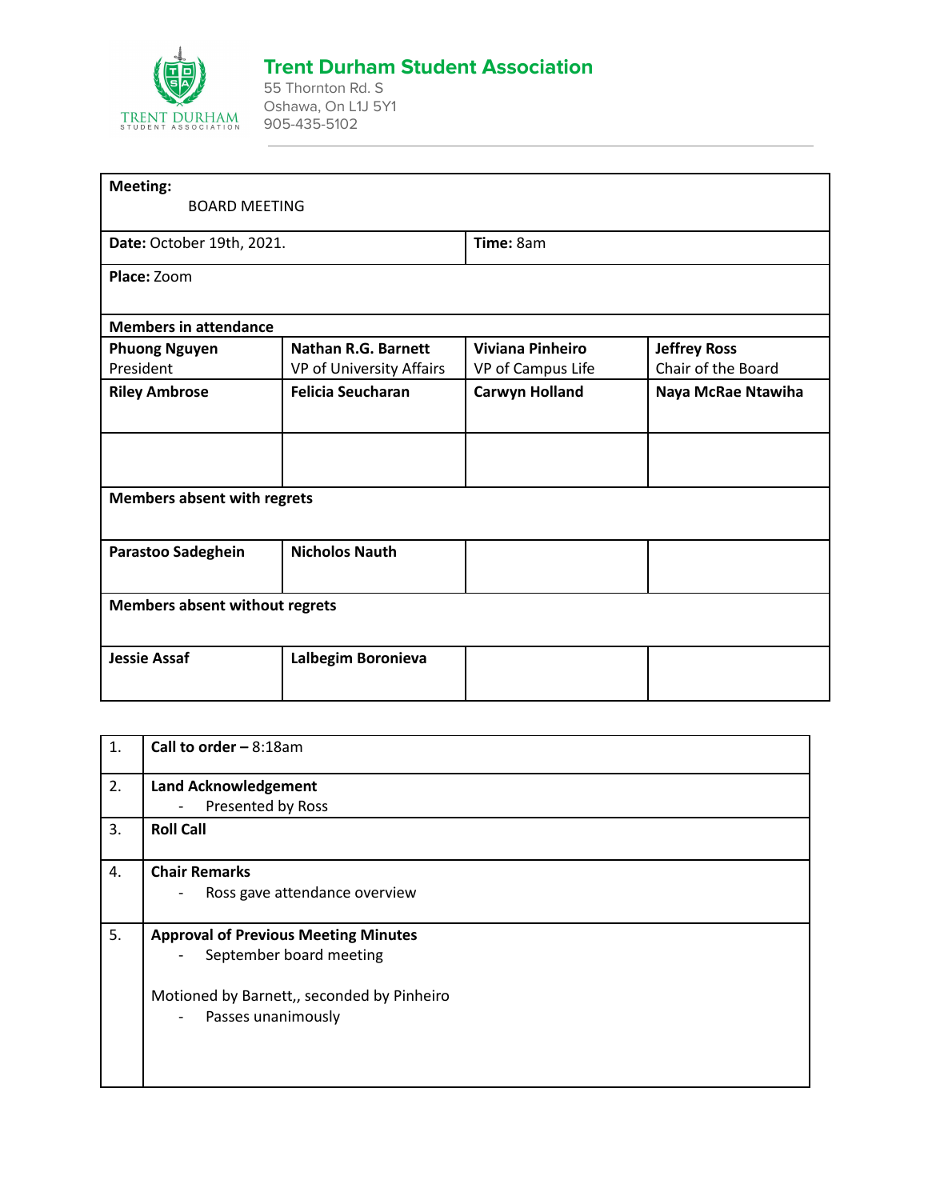# Trent Durham Student Association

55 Thornton Rd. S
Oshawa, On L1J 5Y1
905-435-5102

| **Meeting:** BOARD MEETING | | | |
|---|---|---|---|
| **Date:** October 19th, 2021. | | **Time:** 8am | |
| **Place:** Zoom | | | |
| **Members in attendance** | | | |
| **Phuong Nguyen** President | **Nathan R.G. Barnett** VP of University Affairs | **Viviana Pinheiro** VP of Campus Life | **Jeffrey Ross** Chair of the Board |
| **Riley Ambrose** | **Felicia Seucharan** | **Carwyn Holland** | **Naya McRae Ntawiha** |
| | | | |
| **Members absent with regrets** | | | |
| **Parastoo Sadeghein** | **Nicholos Nauth** | | |
| **Members absent without regrets** | | | |
| **Jessie Assaf** | **Lalbegim Boronieva** | | |

| | |
|---|---|
| 1. | **Call to order –** 8:18am |
| 2. | **Land Acknowledgement**<br>- Presented by Ross |
| 3. | **Roll Call** |
| 4. | **Chair Remarks**<br>- Ross gave attendance overview |
| 5. | **Approval of Previous Meeting Minutes**<br>- September board meeting<br><br>Motioned by Barnett,, seconded by Pinheiro<br>- Passes unanimously |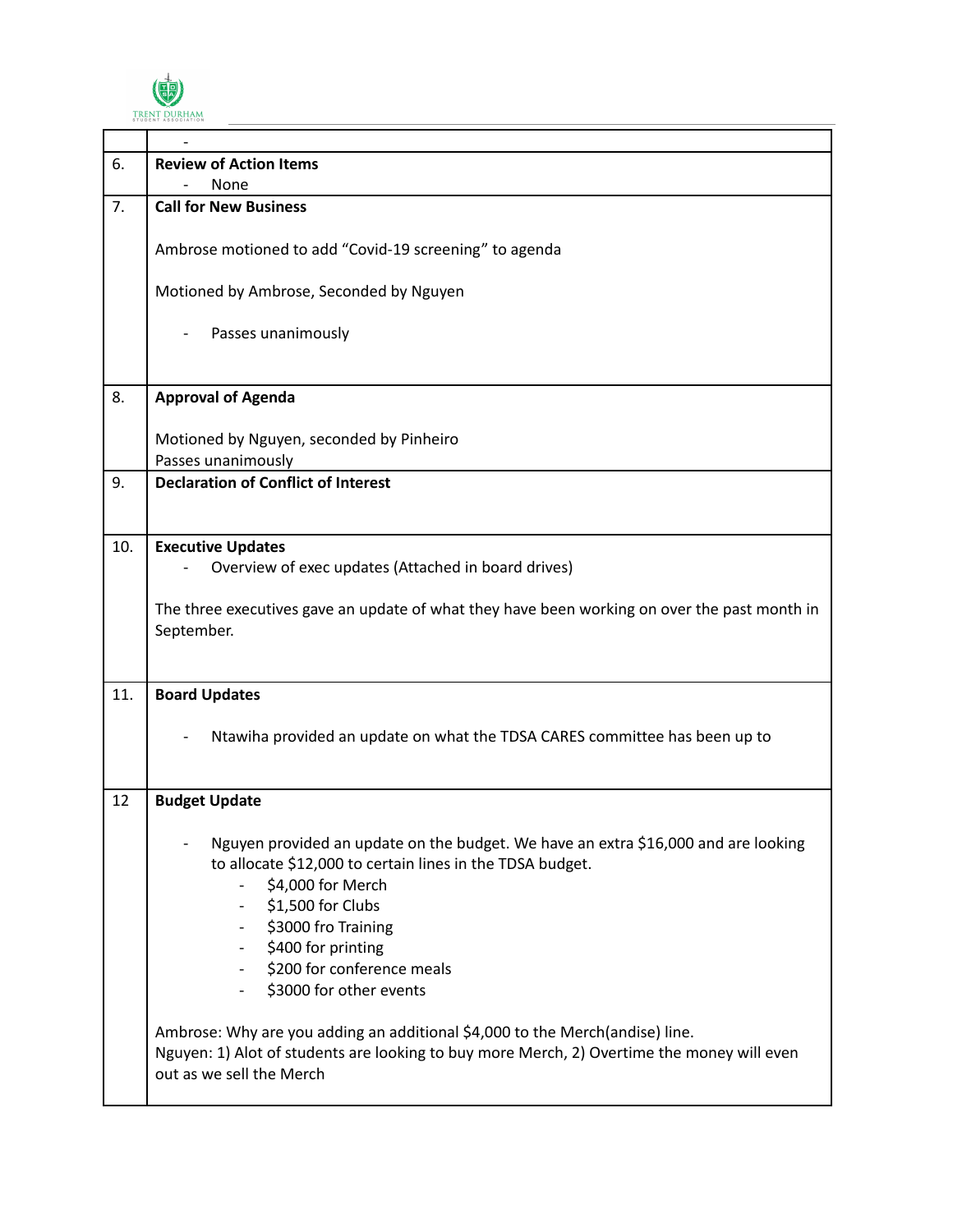| | |
|---|---|
| | - |
| 6. | **Review of Action Items**<br>- None |
| 7. | **Call for New Business**<br><br>Ambrose motioned to add "Covid-19 screening" to agenda<br><br>Motioned by Ambrose, Seconded by Nguyen<br><br>- Passes unanimously |
| 8. | **Approval of Agenda**<br><br>Motioned by Nguyen, seconded by Pinheiro<br>Passes unanimously |
| 9. | **Declaration of Conflict of Interest** |
| 10. | **Executive Updates**<br>- Overview of exec updates (Attached in board drives)<br><br>The three executives gave an update of what they have been working on over the past month in September. |
| 11. | **Board Updates**<br><br>- Ntawiha provided an update on what the TDSA CARES committee has been up to |
| 12 | **Budget Update**<br><br>- Nguyen provided an update on the budget. We have an extra $16,000 and are looking to allocate $12,000 to certain lines in the TDSA budget.<br>&nbsp;&nbsp;&nbsp;&nbsp;- $4,000 for Merch<br>&nbsp;&nbsp;&nbsp;&nbsp;- $1,500 for Clubs<br>&nbsp;&nbsp;&nbsp;&nbsp;- $3000 fro Training<br>&nbsp;&nbsp;&nbsp;&nbsp;- $400 for printing<br>&nbsp;&nbsp;&nbsp;&nbsp;- $200 for conference meals<br>&nbsp;&nbsp;&nbsp;&nbsp;- $3000 for other events<br><br>Ambrose: Why are you adding an additional $4,000 to the Merch(andise) line.<br>Nguyen: 1) Alot of students are looking to buy more Merch, 2) Overtime the money will even out as we sell the Merch |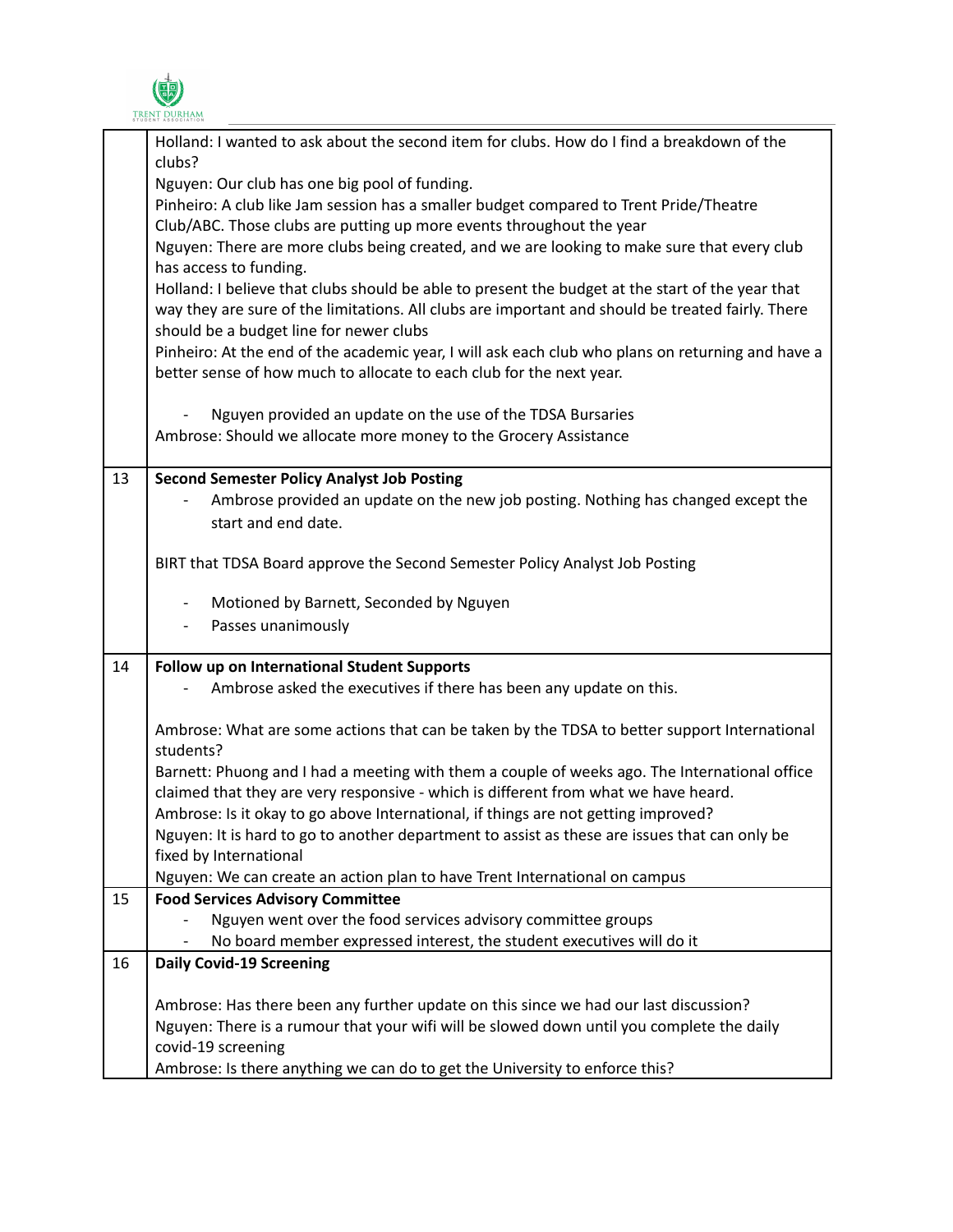| | |
|---|---|
| | Holland: I wanted to ask about the second item for clubs. How do I find a breakdown of the clubs?<br>Nguyen: Our club has one big pool of funding.<br>Pinheiro: A club like Jam session has a smaller budget compared to Trent Pride/Theatre Club/ABC. Those clubs are putting up more events throughout the year<br>Nguyen: There are more clubs being created, and we are looking to make sure that every club has access to funding.<br>Holland: I believe that clubs should be able to present the budget at the start of the year that way they are sure of the limitations. All clubs are important and should be treated fairly. There should be a budget line for newer clubs<br>Pinheiro: At the end of the academic year, I will ask each club who plans on returning and have a better sense of how much to allocate to each club for the next year.<br><br>- Nguyen provided an update on the use of the TDSA Bursaries<br><br>Ambrose: Should we allocate more money to the Grocery Assistance |
| 13 | **Second Semester Policy Analyst Job Posting**<br>- Ambrose provided an update on the new job posting. Nothing has changed except the start and end date.<br><br>BIRT that TDSA Board approve the Second Semester Policy Analyst Job Posting<br><br>- Motioned by Barnett, Seconded by Nguyen<br>- Passes unanimously |
| 14 | **Follow up on International Student Supports**<br>- Ambrose asked the executives if there has been any update on this.<br><br>Ambrose: What are some actions that can be taken by the TDSA to better support International students?<br>Barnett: Phuong and I had a meeting with them a couple of weeks ago. The International office claimed that they are very responsive - which is different from what we have heard.<br>Ambrose: Is it okay to go above International, if things are not getting improved?<br>Nguyen: It is hard to go to another department to assist as these are issues that can only be fixed by International<br>Nguyen: We can create an action plan to have Trent International on campus |
| 15 | **Food Services Advisory Committee**<br>- Nguyen went over the food services advisory committee groups<br>- No board member expressed interest, the student executives will do it |
| 16 | **Daily Covid-19 Screening**<br><br>Ambrose: Has there been any further update on this since we had our last discussion?<br>Nguyen: There is a rumour that your wifi will be slowed down until you complete the daily covid-19 screening<br>Ambrose: Is there anything we can do to get the University to enforce this? |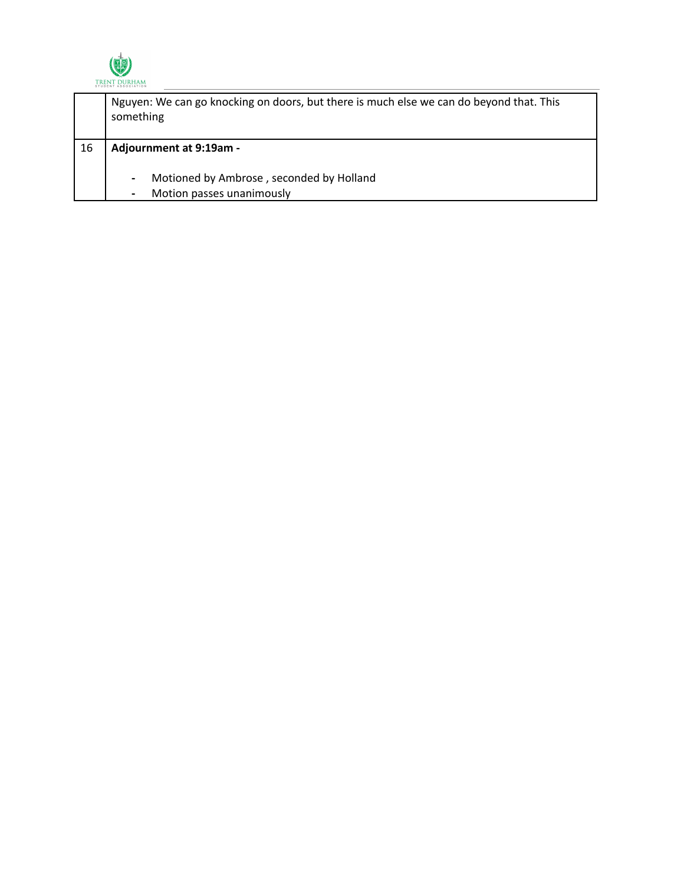| | |
|---|---|
| | Nguyen: We can go knocking on doors, but there is much else we can do beyond that. This something |
| 16 | **Adjournment at 9:19am -**<br><br>- Motioned by Ambrose , seconded by Holland<br>- Motion passes unanimously |